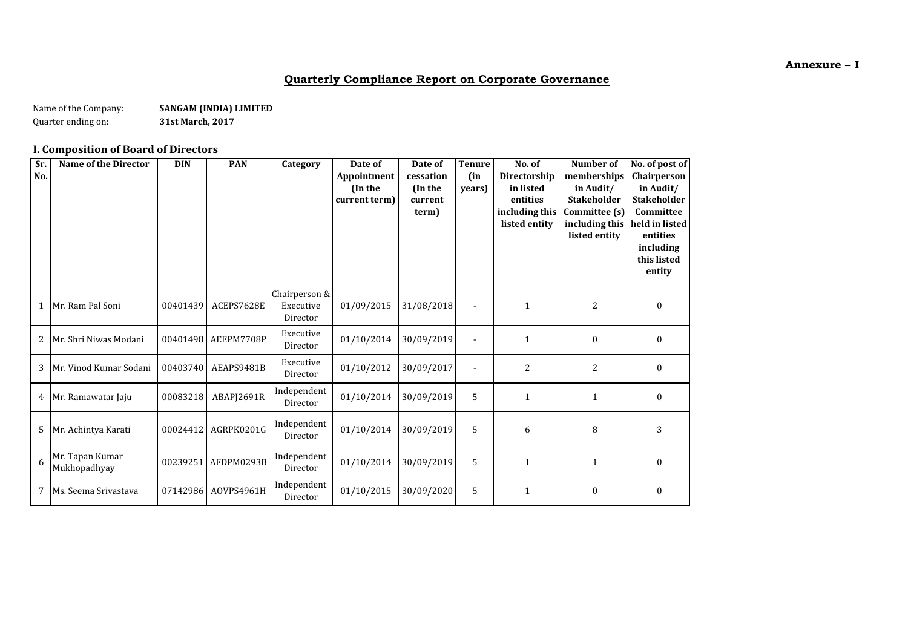**Annexure – I**

## Quarterly Compliance Report on Corporate Governance

Name of the Company: **SANGAM (INDIA) LIMITED**
Quarter ending on: **31st March, 2017**

### I. Composition of Board of Directors

| Sr. No. | Name of the Director | DIN | PAN | Category | Date of Appointment (In the current term) | Date of cessation (In the current term) | Tenure (in years) | No. of Directorship in listed entities including this listed entity | Number of memberships in Audit/ Stakeholder Committee (s) including this listed entity | No. of post of Chairperson in Audit/ Stakeholder Committee held in listed entities including this listed entity |
|---|---|---|---|---|---|---|---|---|---|---|
| 1 | Mr. Ram Pal Soni | 00401439 | ACEPS7628E | Chairperson & Executive Director | 01/09/2015 | 31/08/2018 | - | 1 | 2 | 0 |
| 2 | Mr. Shri Niwas Modani | 00401498 | AEEPM7708P | Executive Director | 01/10/2014 | 30/09/2019 | - | 1 | 0 | 0 |
| 3 | Mr. Vinod Kumar Sodani | 00403740 | AEAPS9481B | Executive Director | 01/10/2012 | 30/09/2017 | - | 2 | 2 | 0 |
| 4 | Mr. Ramawatar Jaju | 00083218 | ABAPJ2691R | Independent Director | 01/10/2014 | 30/09/2019 | 5 | 1 | 1 | 0 |
| 5 | Mr. Achintya Karati | 00024412 | AGRPK0201G | Independent Director | 01/10/2014 | 30/09/2019 | 5 | 6 | 8 | 3 |
| 6 | Mr. Tapan Kumar Mukhopadhyay | 00239251 | AFDPM0293B | Independent Director | 01/10/2014 | 30/09/2019 | 5 | 1 | 1 | 0 |
| 7 | Ms. Seema Srivastava | 07142986 | AOVPS4961H | Independent Director | 01/10/2015 | 30/09/2020 | 5 | 1 | 0 | 0 |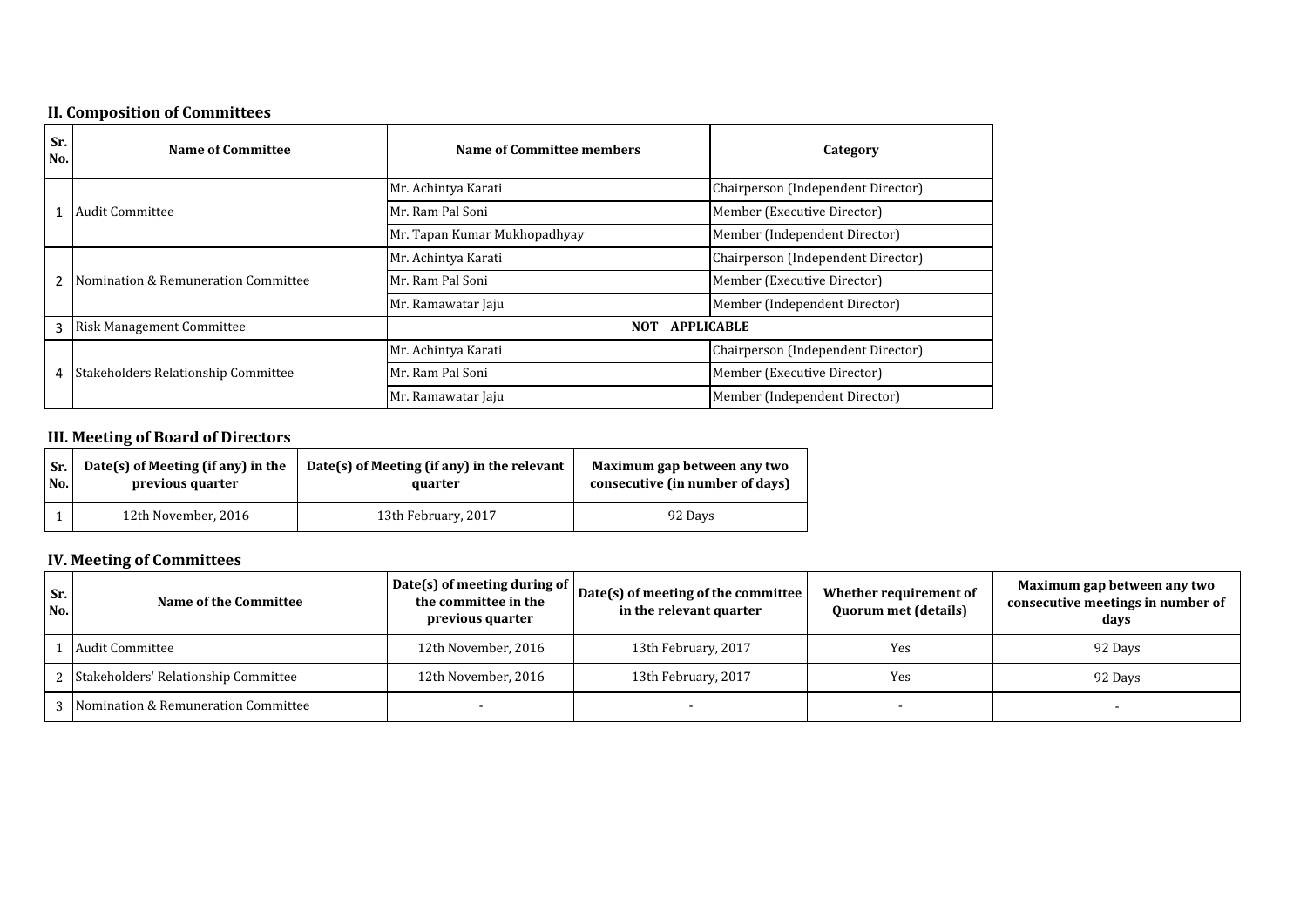## II. Composition of Committees

| Sr. No. | Name of Committee | Name of Committee members | Category |
|---|---|---|---|
| 1 | Audit Committee | Mr. Achintya Karati | Chairperson (Independent Director) |
| | | Mr. Ram Pal Soni | Member (Executive Director) |
| | | Mr. Tapan Kumar Mukhopadhyay | Member (Independent Director) |
| 2 | Nomination & Remuneration Committee | Mr. Achintya Karati | Chairperson (Independent Director) |
| | | Mr. Ram Pal Soni | Member (Executive Director) |
| | | Mr. Ramawatar Jaju | Member (Independent Director) |
| 3 | Risk Management Committee | NOT APPLICABLE | |
| 4 | Stakeholders Relationship Committee | Mr. Achintya Karati | Chairperson (Independent Director) |
| | | Mr. Ram Pal Soni | Member (Executive Director) |
| | | Mr. Ramawatar Jaju | Member (Independent Director) |

## III. Meeting of Board of Directors

| Sr. No. | Date(s) of Meeting (if any) in the previous quarter | Date(s) of Meeting (if any) in the relevant quarter | Maximum gap between any two consecutive (in number of days) |
|---|---|---|---|
| 1 | 12th November, 2016 | 13th February, 2017 | 92 Days |

## IV. Meeting of Committees

| Sr. No. | Name of the Committee | Date(s) of meeting during of the committee in the previous quarter | Date(s) of meeting of the committee in the relevant quarter | Whether requirement of Quorum met (details) | Maximum gap between any two consecutive meetings in number of days |
|---|---|---|---|---|---|
| 1 | Audit Committee | 12th November, 2016 | 13th February, 2017 | Yes | 92 Days |
| 2 | Stakeholders' Relationship Committee | 12th November, 2016 | 13th February, 2017 | Yes | 92 Days |
| 3 | Nomination & Remuneration Committee | - | - | - | - |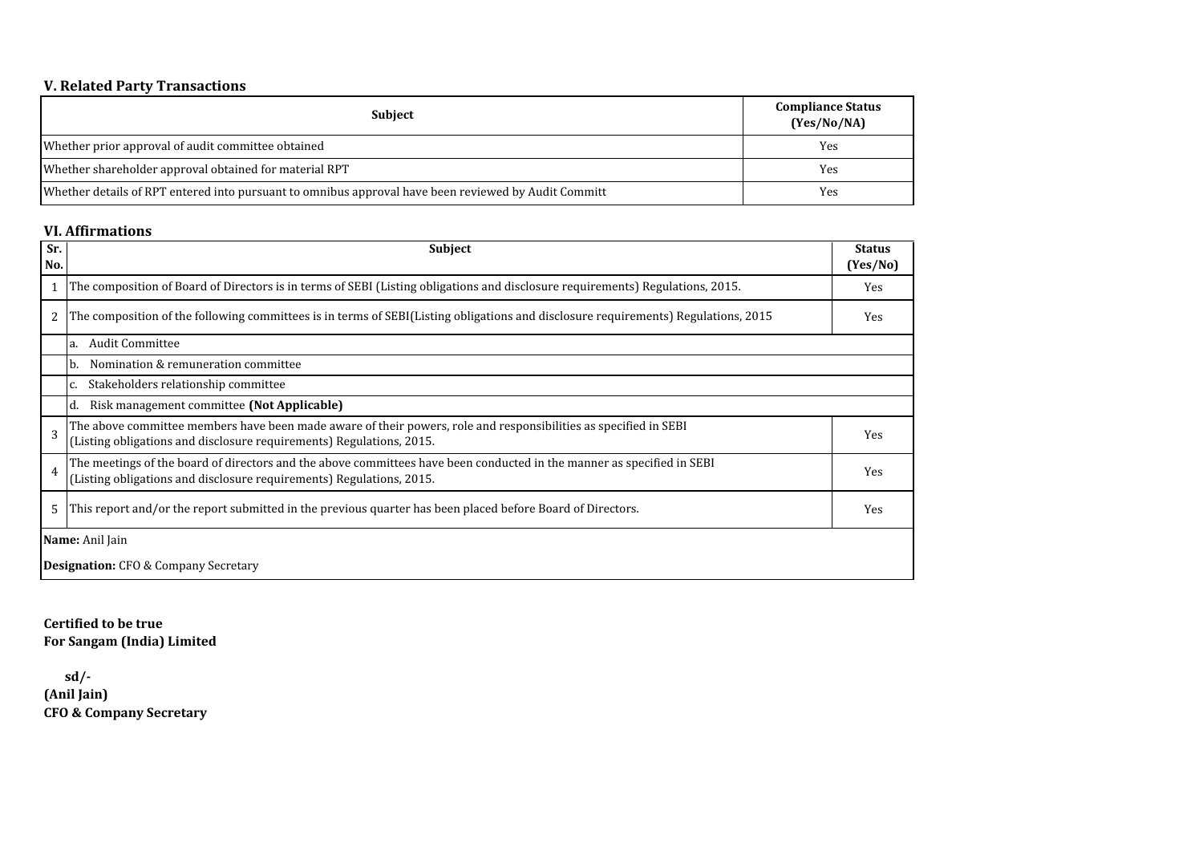### V. Related Party Transactions

| Subject | Compliance Status (Yes/No/NA) |
| --- | --- |
| Whether prior approval of audit committee obtained | Yes |
| Whether shareholder approval obtained for material RPT | Yes |
| Whether details of RPT entered into pursuant to omnibus approval have been reviewed by Audit Committ | Yes |

### VI. Affirmations

| Sr. No. | Subject | Status (Yes/No) |
| --- | --- | --- |
| 1 | The composition of Board of Directors is in terms of SEBI (Listing obligations and disclosure requirements) Regulations, 2015. | Yes |
| 2 | The composition of the following committees is in terms of SEBI(Listing obligations and disclosure requirements) Regulations, 2015 | Yes |
| | a. Audit Committee | |
| | b. Nomination & remuneration committee | |
| | c. Stakeholders relationship committee | |
| | d. Risk management committee **(Not Applicable)** | |
| 3 | The above committee members have been made aware of their powers, role and responsibilities as specified in SEBI (Listing obligations and disclosure requirements) Regulations, 2015. | Yes |
| 4 | The meetings of the board of directors and the above committees have been conducted in the manner as specified in SEBI (Listing obligations and disclosure requirements) Regulations, 2015. | Yes |
| 5 | This report and/or the report submitted in the previous quarter has been placed before Board of Directors. | Yes |

**Name:** Anil Jain

**Designation:** CFO & Company Secretary

**Certified to be true**
**For Sangam (India) Limited**

**sd/-**
**(Anil Jain)**
**CFO & Company Secretary**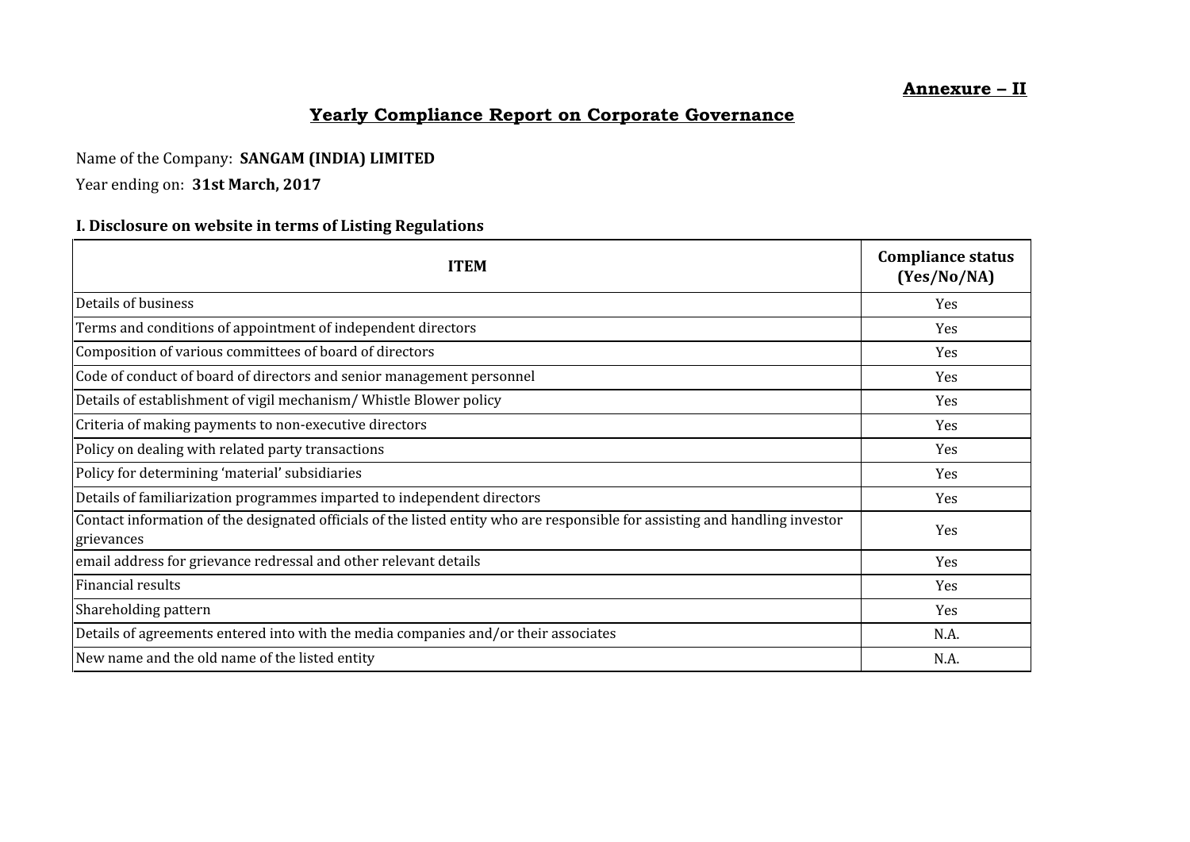**Annexure – II**

## Yearly Compliance Report on Corporate Governance

Name of the Company: **SANGAM (INDIA) LIMITED**

Year ending on: **31st March, 2017**

### I. Disclosure on website in terms of Listing Regulations

| ITEM | Compliance status (Yes/No/NA) |
|---|---|
| Details of business | Yes |
| Terms and conditions of appointment of independent directors | Yes |
| Composition of various committees of board of directors | Yes |
| Code of conduct of board of directors and senior management personnel | Yes |
| Details of establishment of vigil mechanism/ Whistle Blower policy | Yes |
| Criteria of making payments to non-executive directors | Yes |
| Policy on dealing with related party transactions | Yes |
| Policy for determining 'material' subsidiaries | Yes |
| Details of familiarization programmes imparted to independent directors | Yes |
| Contact information of the designated officials of the listed entity who are responsible for assisting and handling investor grievances | Yes |
| email address for grievance redressal and other relevant details | Yes |
| Financial results | Yes |
| Shareholding pattern | Yes |
| Details of agreements entered into with the media companies and/or their associates | N.A. |
| New name and the old name of the listed entity | N.A. |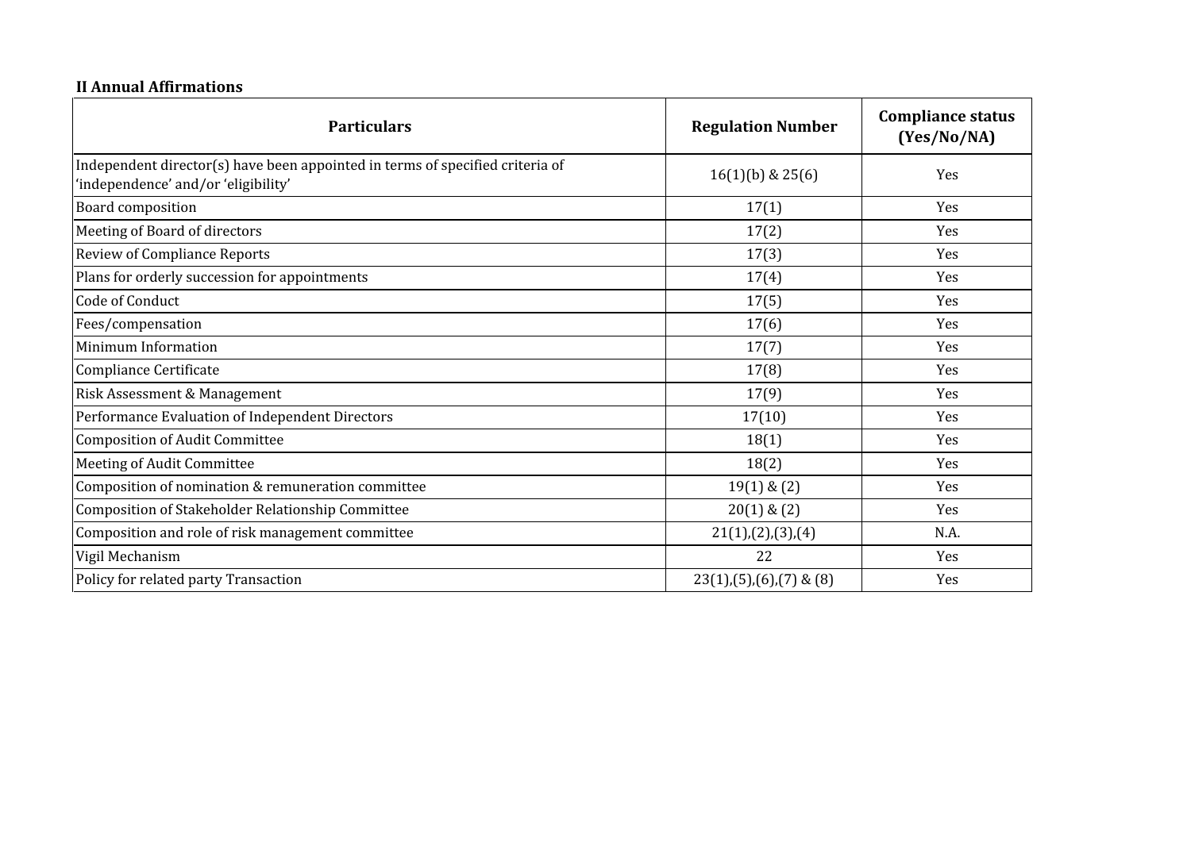**II Annual Affirmations**

| Particulars | Regulation Number | Compliance status (Yes/No/NA) |
|---|---|---|
| Independent director(s) have been appointed in terms of specified criteria of 'independence' and/or 'eligibility' | 16(1)(b) & 25(6) | Yes |
| Board composition | 17(1) | Yes |
| Meeting of Board of directors | 17(2) | Yes |
| Review of Compliance Reports | 17(3) | Yes |
| Plans for orderly succession for appointments | 17(4) | Yes |
| Code of Conduct | 17(5) | Yes |
| Fees/compensation | 17(6) | Yes |
| Minimum Information | 17(7) | Yes |
| Compliance Certificate | 17(8) | Yes |
| Risk Assessment & Management | 17(9) | Yes |
| Performance Evaluation of Independent Directors | 17(10) | Yes |
| Composition of Audit Committee | 18(1) | Yes |
| Meeting of Audit Committee | 18(2) | Yes |
| Composition of nomination & remuneration committee | 19(1) & (2) | Yes |
| Composition of Stakeholder Relationship Committee | 20(1) & (2) | Yes |
| Composition and role of risk management committee | 21(1),(2),(3),(4) | N.A. |
| Vigil Mechanism | 22 | Yes |
| Policy for related party Transaction | 23(1),(5),(6),(7) & (8) | Yes |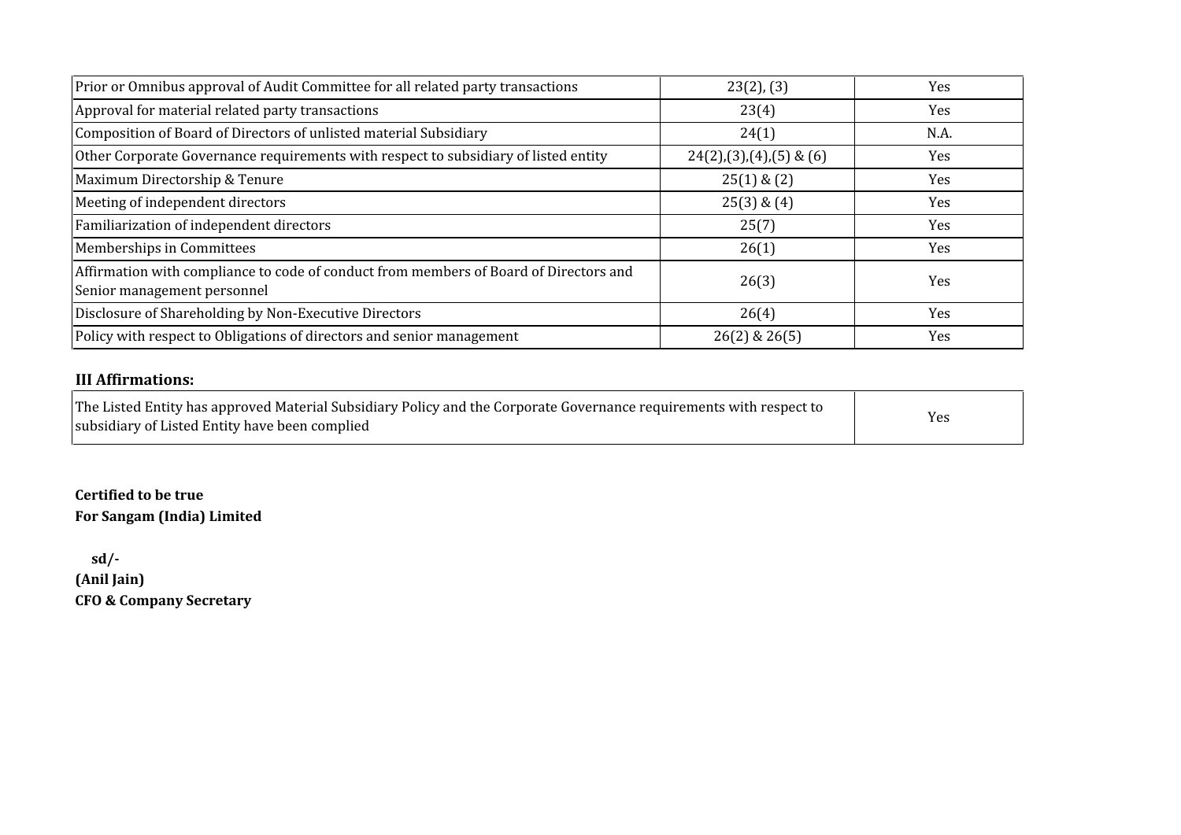| | | |
|---|---|---|
| Prior or Omnibus approval of Audit Committee for all related party transactions | 23(2), (3) | Yes |
| Approval for material related party transactions | 23(4) | Yes |
| Composition of Board of Directors of unlisted material Subsidiary | 24(1) | N.A. |
| Other Corporate Governance requirements with respect to subsidiary of listed entity | 24(2),(3),(4),(5) & (6) | Yes |
| Maximum Directorship & Tenure | 25(1) & (2) | Yes |
| Meeting of independent directors | 25(3) & (4) | Yes |
| Familiarization of independent directors | 25(7) | Yes |
| Memberships in Committees | 26(1) | Yes |
| Affirmation with compliance to code of conduct from members of Board of Directors and Senior management personnel | 26(3) | Yes |
| Disclosure of Shareholding by Non-Executive Directors | 26(4) | Yes |
| Policy with respect to Obligations of directors and senior management | 26(2) & 26(5) | Yes |

**III Affirmations:**

| | |
|---|---|
| The Listed Entity has approved Material Subsidiary Policy and the Corporate Governance requirements with respect to subsidiary of Listed Entity have been complied | Yes |

**Certified to be true**
**For Sangam (India) Limited**

**sd/-**
**(Anil Jain)**
**CFO & Company Secretary**